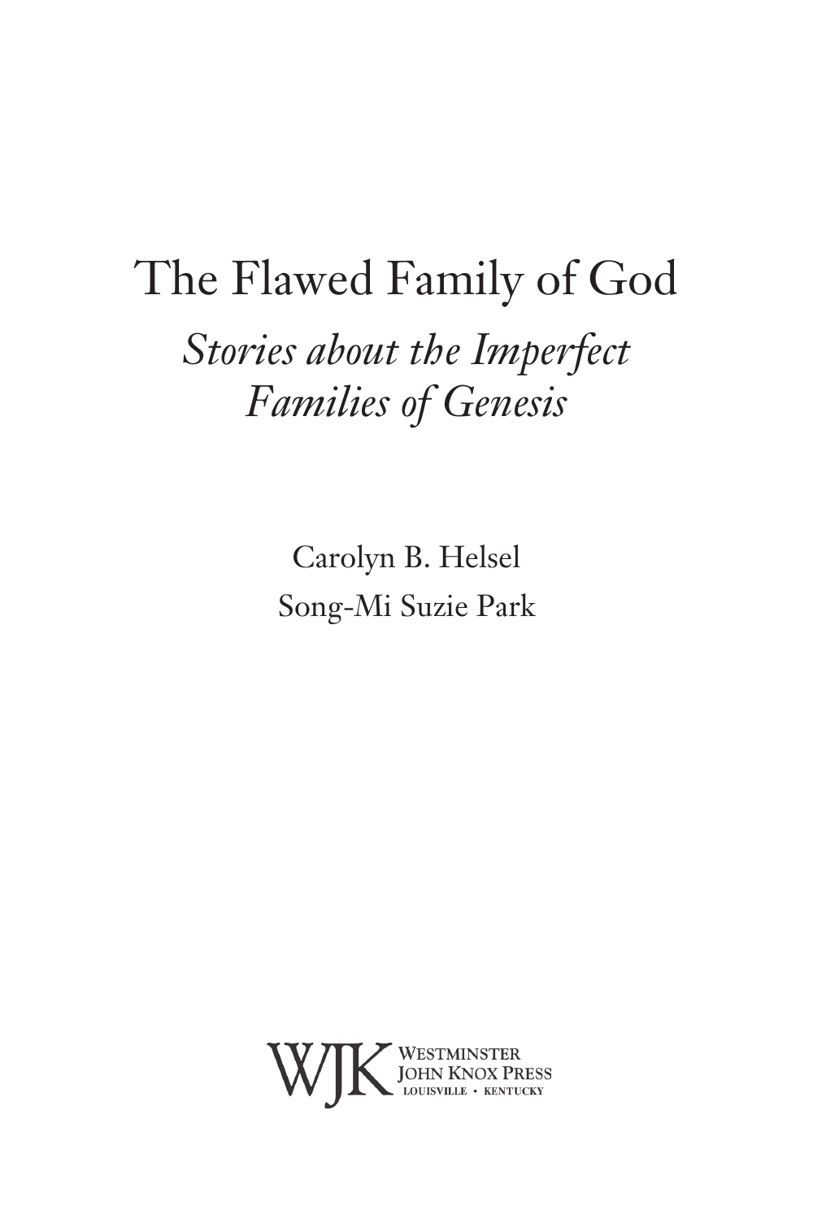# The Flawed Family of God

## *Stories about the Imperfect Families of Genesis*

Carolyn B. Helsel

Song-Mi Suzie Park

WJK Westminster John Knox Press
Louisville • Kentucky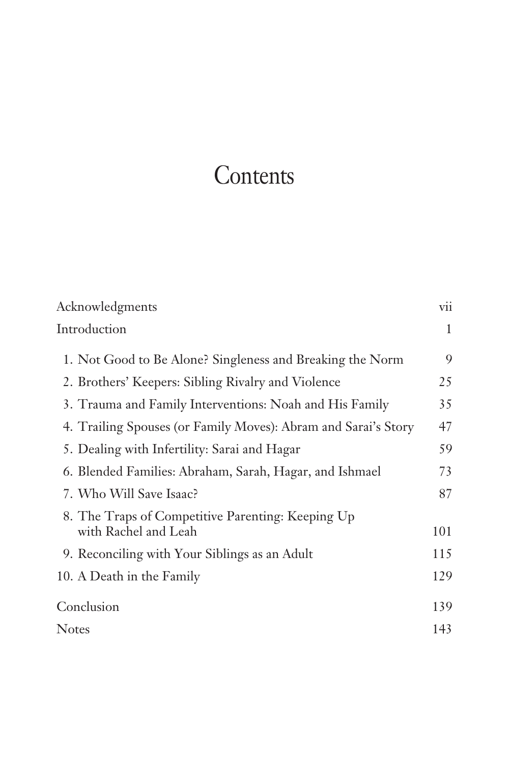# Contents

| | |
|---|---|
| Acknowledgments | vii |
| Introduction | 1 |
| 1. Not Good to Be Alone? Singleness and Breaking the Norm | 9 |
| 2. Brothers' Keepers: Sibling Rivalry and Violence | 25 |
| 3. Trauma and Family Interventions: Noah and His Family | 35 |
| 4. Trailing Spouses (or Family Moves): Abram and Sarai's Story | 47 |
| 5. Dealing with Infertility: Sarai and Hagar | 59 |
| 6. Blended Families: Abraham, Sarah, Hagar, and Ishmael | 73 |
| 7. Who Will Save Isaac? | 87 |
| 8. The Traps of Competitive Parenting: Keeping Up with Rachel and Leah | 101 |
| 9. Reconciling with Your Siblings as an Adult | 115 |
| 10. A Death in the Family | 129 |
| Conclusion | 139 |
| Notes | 143 |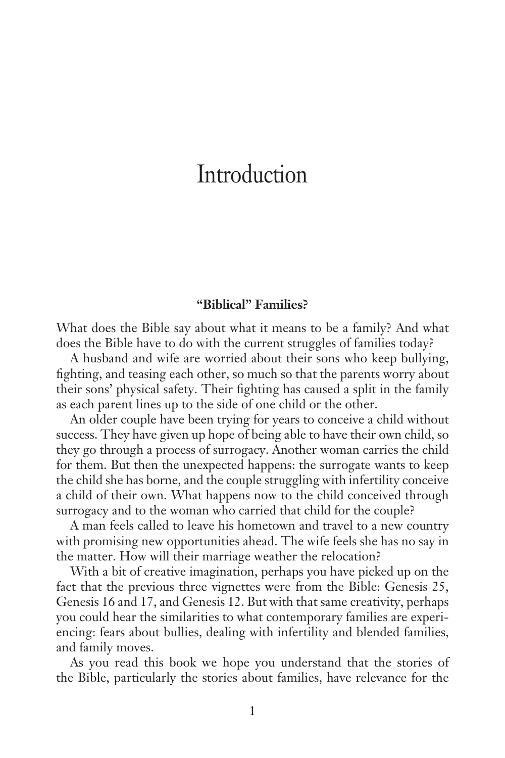# Introduction

### "Biblical" Families?

What does the Bible say about what it means to be a family? And what does the Bible have to do with the current struggles of families today?

A husband and wife are worried about their sons who keep bullying, fighting, and teasing each other, so much so that the parents worry about their sons' physical safety. Their fighting has caused a split in the family as each parent lines up to the side of one child or the other.

An older couple have been trying for years to conceive a child without success. They have given up hope of being able to have their own child, so they go through a process of surrogacy. Another woman carries the child for them. But then the unexpected happens: the surrogate wants to keep the child she has borne, and the couple struggling with infertility conceive a child of their own. What happens now to the child conceived through surrogacy and to the woman who carried that child for the couple?

A man feels called to leave his hometown and travel to a new country with promising new opportunities ahead. The wife feels she has no say in the matter. How will their marriage weather the relocation?

With a bit of creative imagination, perhaps you have picked up on the fact that the previous three vignettes were from the Bible: Genesis 25, Genesis 16 and 17, and Genesis 12. But with that same creativity, perhaps you could hear the similarities to what contemporary families are experiencing: fears about bullies, dealing with infertility and blended families, and family moves.

As you read this book we hope you understand that the stories of the Bible, particularly the stories about families, have relevance for the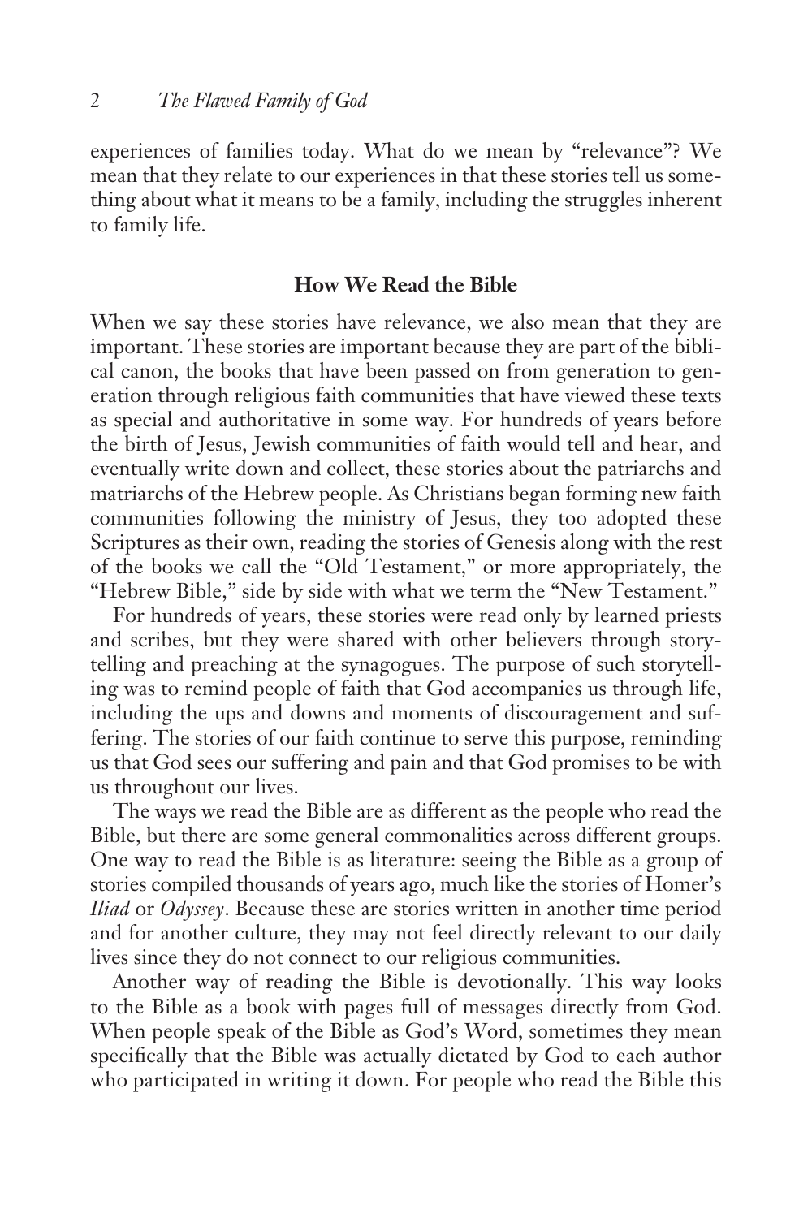experiences of families today. What do we mean by "relevance"? We mean that they relate to our experiences in that these stories tell us something about what it means to be a family, including the struggles inherent to family life.

## How We Read the Bible

When we say these stories have relevance, we also mean that they are important. These stories are important because they are part of the biblical canon, the books that have been passed on from generation to generation through religious faith communities that have viewed these texts as special and authoritative in some way. For hundreds of years before the birth of Jesus, Jewish communities of faith would tell and hear, and eventually write down and collect, these stories about the patriarchs and matriarchs of the Hebrew people. As Christians began forming new faith communities following the ministry of Jesus, they too adopted these Scriptures as their own, reading the stories of Genesis along with the rest of the books we call the "Old Testament," or more appropriately, the "Hebrew Bible," side by side with what we term the "New Testament."

For hundreds of years, these stories were read only by learned priests and scribes, but they were shared with other believers through storytelling and preaching at the synagogues. The purpose of such storytelling was to remind people of faith that God accompanies us through life, including the ups and downs and moments of discouragement and suffering. The stories of our faith continue to serve this purpose, reminding us that God sees our suffering and pain and that God promises to be with us throughout our lives.

The ways we read the Bible are as different as the people who read the Bible, but there are some general commonalities across different groups. One way to read the Bible is as literature: seeing the Bible as a group of stories compiled thousands of years ago, much like the stories of Homer's *Iliad* or *Odyssey*. Because these are stories written in another time period and for another culture, they may not feel directly relevant to our daily lives since they do not connect to our religious communities.

Another way of reading the Bible is devotionally. This way looks to the Bible as a book with pages full of messages directly from God. When people speak of the Bible as God's Word, sometimes they mean specifically that the Bible was actually dictated by God to each author who participated in writing it down. For people who read the Bible this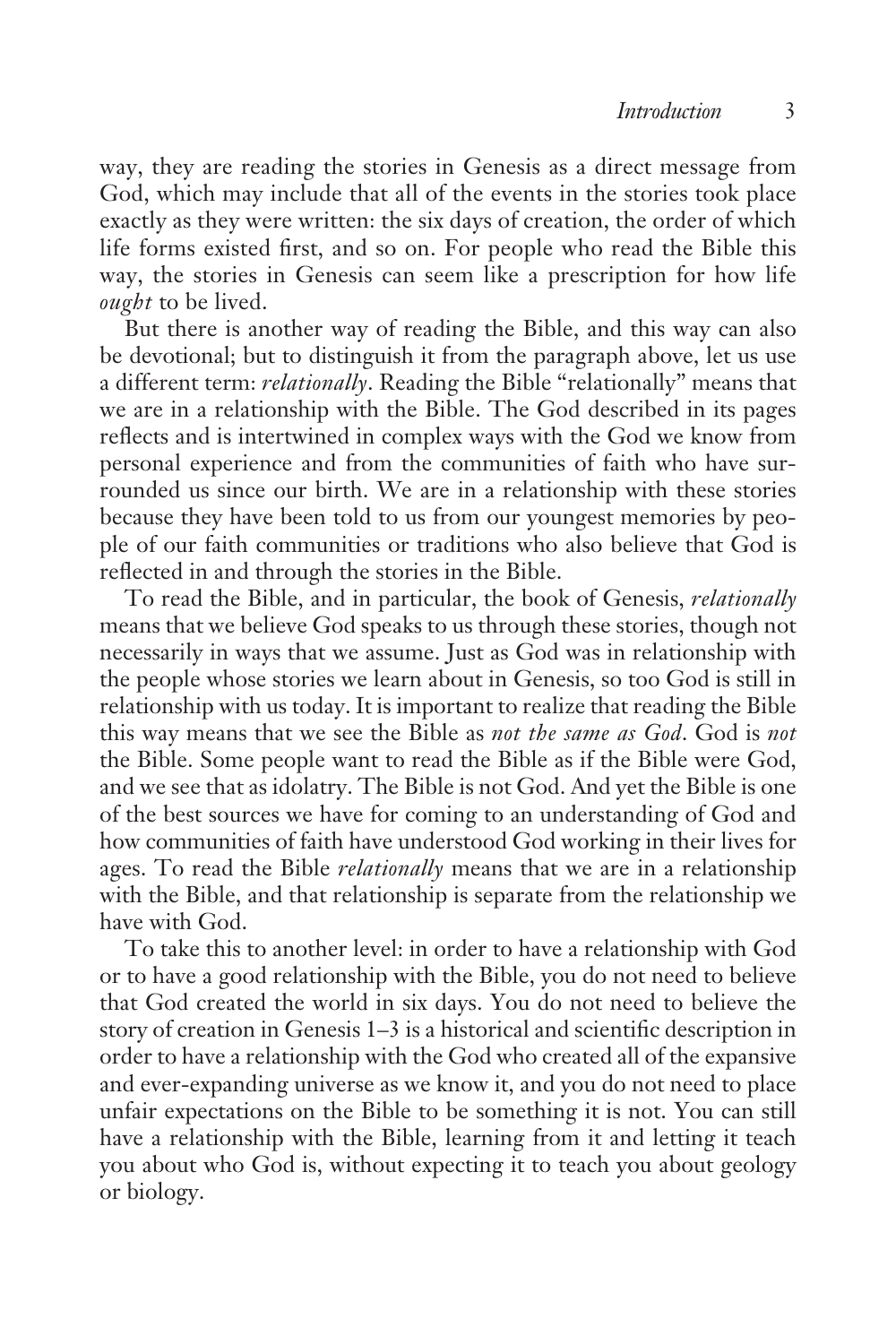way, they are reading the stories in Genesis as a direct message from God, which may include that all of the events in the stories took place exactly as they were written: the six days of creation, the order of which life forms existed first, and so on. For people who read the Bible this way, the stories in Genesis can seem like a prescription for how life *ought* to be lived.

But there is another way of reading the Bible, and this way can also be devotional; but to distinguish it from the paragraph above, let us use a different term: *relationally*. Reading the Bible "relationally" means that we are in a relationship with the Bible. The God described in its pages reflects and is intertwined in complex ways with the God we know from personal experience and from the communities of faith who have surrounded us since our birth. We are in a relationship with these stories because they have been told to us from our youngest memories by people of our faith communities or traditions who also believe that God is reflected in and through the stories in the Bible.

To read the Bible, and in particular, the book of Genesis, *relationally* means that we believe God speaks to us through these stories, though not necessarily in ways that we assume. Just as God was in relationship with the people whose stories we learn about in Genesis, so too God is still in relationship with us today. It is important to realize that reading the Bible this way means that we see the Bible as *not the same as God*. God is *not* the Bible. Some people want to read the Bible as if the Bible were God, and we see that as idolatry. The Bible is not God. And yet the Bible is one of the best sources we have for coming to an understanding of God and how communities of faith have understood God working in their lives for ages. To read the Bible *relationally* means that we are in a relationship with the Bible, and that relationship is separate from the relationship we have with God.

To take this to another level: in order to have a relationship with God or to have a good relationship with the Bible, you do not need to believe that God created the world in six days. You do not need to believe the story of creation in Genesis 1–3 is a historical and scientific description in order to have a relationship with the God who created all of the expansive and ever-expanding universe as we know it, and you do not need to place unfair expectations on the Bible to be something it is not. You can still have a relationship with the Bible, learning from it and letting it teach you about who God is, without expecting it to teach you about geology or biology.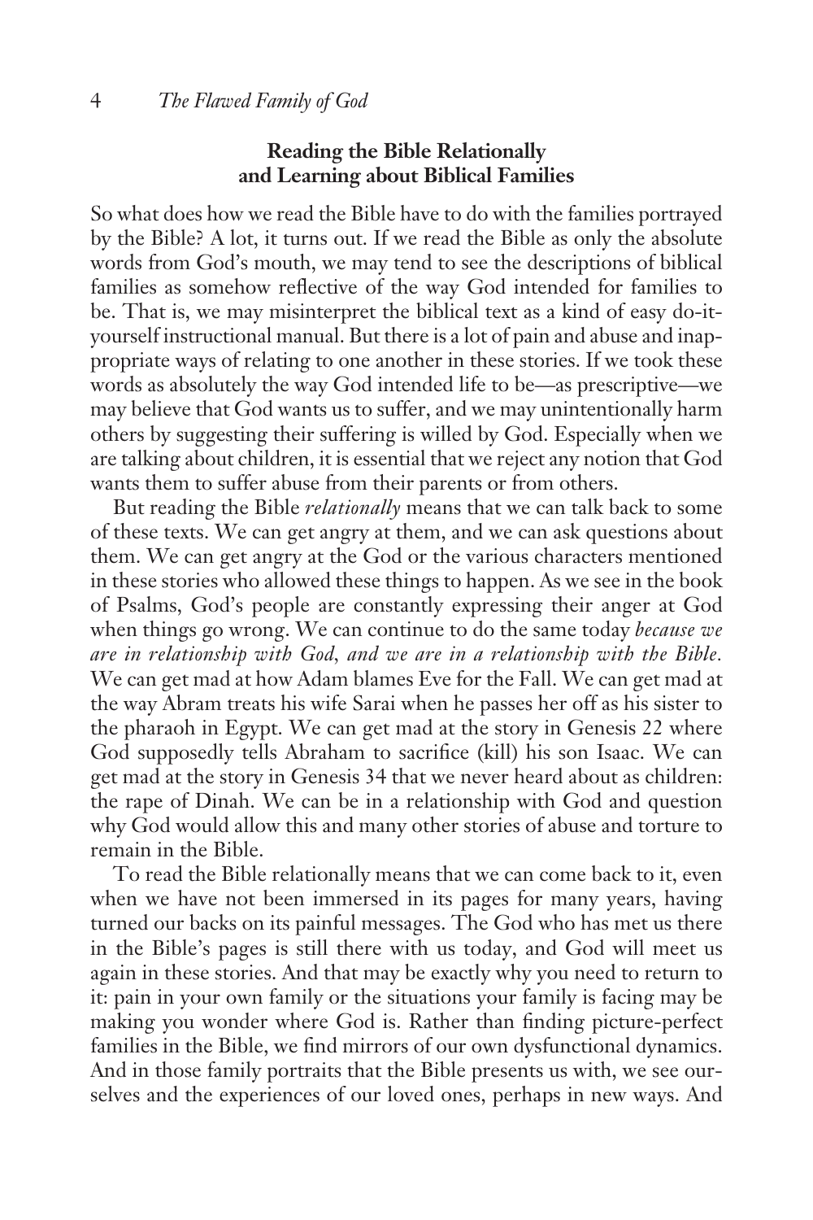## Reading the Bible Relationally and Learning about Biblical Families

So what does how we read the Bible have to do with the families portrayed by the Bible? A lot, it turns out. If we read the Bible as only the absolute words from God's mouth, we may tend to see the descriptions of biblical families as somehow reflective of the way God intended for families to be. That is, we may misinterpret the biblical text as a kind of easy do-it-yourself instructional manual. But there is a lot of pain and abuse and inappropriate ways of relating to one another in these stories. If we took these words as absolutely the way God intended life to be—as prescriptive—we may believe that God wants us to suffer, and we may unintentionally harm others by suggesting their suffering is willed by God. Especially when we are talking about children, it is essential that we reject any notion that God wants them to suffer abuse from their parents or from others.

But reading the Bible *relationally* means that we can talk back to some of these texts. We can get angry at them, and we can ask questions about them. We can get angry at the God or the various characters mentioned in these stories who allowed these things to happen. As we see in the book of Psalms, God's people are constantly expressing their anger at God when things go wrong. We can continue to do the same today *because we are in relationship with God, and we are in a relationship with the Bible.* We can get mad at how Adam blames Eve for the Fall. We can get mad at the way Abram treats his wife Sarai when he passes her off as his sister to the pharaoh in Egypt. We can get mad at the story in Genesis 22 where God supposedly tells Abraham to sacrifice (kill) his son Isaac. We can get mad at the story in Genesis 34 that we never heard about as children: the rape of Dinah. We can be in a relationship with God and question why God would allow this and many other stories of abuse and torture to remain in the Bible.

To read the Bible relationally means that we can come back to it, even when we have not been immersed in its pages for many years, having turned our backs on its painful messages. The God who has met us there in the Bible's pages is still there with us today, and God will meet us again in these stories. And that may be exactly why you need to return to it: pain in your own family or the situations your family is facing may be making you wonder where God is. Rather than finding picture-perfect families in the Bible, we find mirrors of our own dysfunctional dynamics. And in those family portraits that the Bible presents us with, we see ourselves and the experiences of our loved ones, perhaps in new ways. And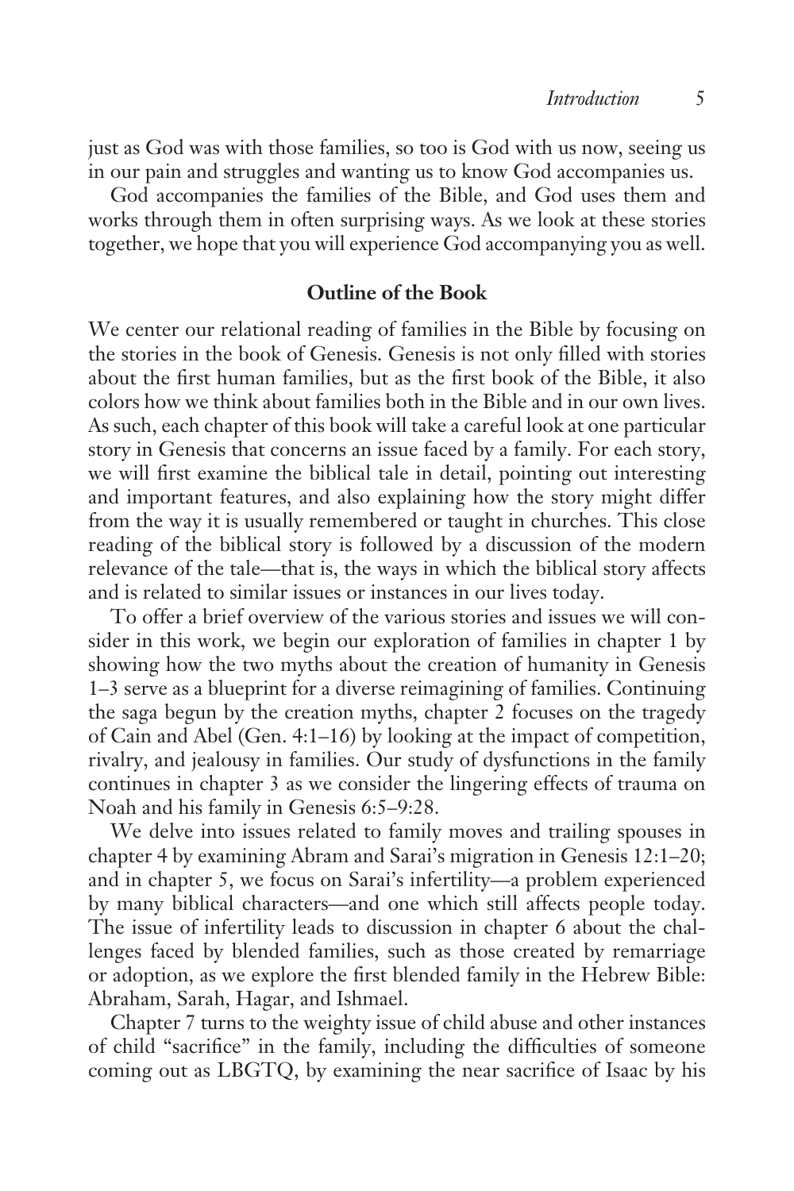just as God was with those families, so too is God with us now, seeing us in our pain and struggles and wanting us to know God accompanies us.

God accompanies the families of the Bible, and God uses them and works through them in often surprising ways. As we look at these stories together, we hope that you will experience God accompanying you as well.

## Outline of the Book

We center our relational reading of families in the Bible by focusing on the stories in the book of Genesis. Genesis is not only filled with stories about the first human families, but as the first book of the Bible, it also colors how we think about families both in the Bible and in our own lives. As such, each chapter of this book will take a careful look at one particular story in Genesis that concerns an issue faced by a family. For each story, we will first examine the biblical tale in detail, pointing out interesting and important features, and also explaining how the story might differ from the way it is usually remembered or taught in churches. This close reading of the biblical story is followed by a discussion of the modern relevance of the tale—that is, the ways in which the biblical story affects and is related to similar issues or instances in our lives today.

To offer a brief overview of the various stories and issues we will consider in this work, we begin our exploration of families in chapter 1 by showing how the two myths about the creation of humanity in Genesis 1–3 serve as a blueprint for a diverse reimagining of families. Continuing the saga begun by the creation myths, chapter 2 focuses on the tragedy of Cain and Abel (Gen. 4:1–16) by looking at the impact of competition, rivalry, and jealousy in families. Our study of dysfunctions in the family continues in chapter 3 as we consider the lingering effects of trauma on Noah and his family in Genesis 6:5–9:28.

We delve into issues related to family moves and trailing spouses in chapter 4 by examining Abram and Sarai's migration in Genesis 12:1–20; and in chapter 5, we focus on Sarai's infertility—a problem experienced by many biblical characters—and one which still affects people today. The issue of infertility leads to discussion in chapter 6 about the challenges faced by blended families, such as those created by remarriage or adoption, as we explore the first blended family in the Hebrew Bible: Abraham, Sarah, Hagar, and Ishmael.

Chapter 7 turns to the weighty issue of child abuse and other instances of child "sacrifice" in the family, including the difficulties of someone coming out as LBGTQ, by examining the near sacrifice of Isaac by his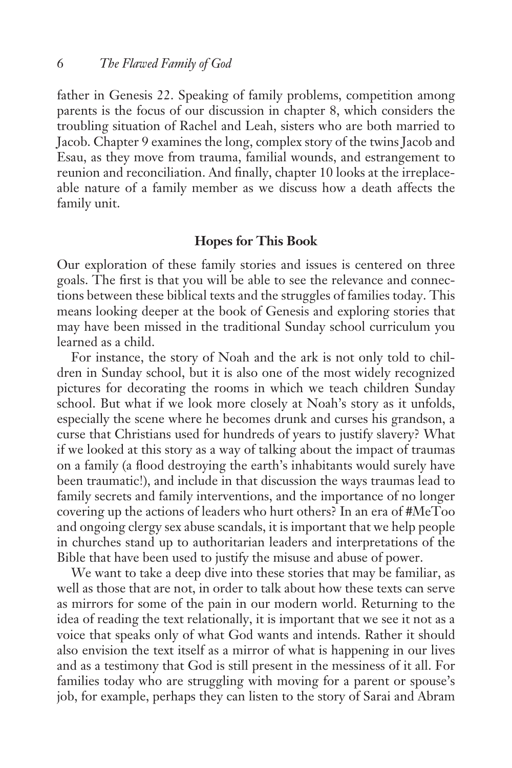father in Genesis 22. Speaking of family problems, competition among parents is the focus of our discussion in chapter 8, which considers the troubling situation of Rachel and Leah, sisters who are both married to Jacob. Chapter 9 examines the long, complex story of the twins Jacob and Esau, as they move from trauma, familial wounds, and estrangement to reunion and reconciliation. And finally, chapter 10 looks at the irreplaceable nature of a family member as we discuss how a death affects the family unit.

## Hopes for This Book

Our exploration of these family stories and issues is centered on three goals. The first is that you will be able to see the relevance and connections between these biblical texts and the struggles of families today. This means looking deeper at the book of Genesis and exploring stories that may have been missed in the traditional Sunday school curriculum you learned as a child.

For instance, the story of Noah and the ark is not only told to children in Sunday school, but it is also one of the most widely recognized pictures for decorating the rooms in which we teach children Sunday school. But what if we look more closely at Noah's story as it unfolds, especially the scene where he becomes drunk and curses his grandson, a curse that Christians used for hundreds of years to justify slavery? What if we looked at this story as a way of talking about the impact of traumas on a family (a flood destroying the earth's inhabitants would surely have been traumatic!), and include in that discussion the ways traumas lead to family secrets and family interventions, and the importance of no longer covering up the actions of leaders who hurt others? In an era of #MeToo and ongoing clergy sex abuse scandals, it is important that we help people in churches stand up to authoritarian leaders and interpretations of the Bible that have been used to justify the misuse and abuse of power.

We want to take a deep dive into these stories that may be familiar, as well as those that are not, in order to talk about how these texts can serve as mirrors for some of the pain in our modern world. Returning to the idea of reading the text relationally, it is important that we see it not as a voice that speaks only of what God wants and intends. Rather it should also envision the text itself as a mirror of what is happening in our lives and as a testimony that God is still present in the messiness of it all. For families today who are struggling with moving for a parent or spouse's job, for example, perhaps they can listen to the story of Sarai and Abram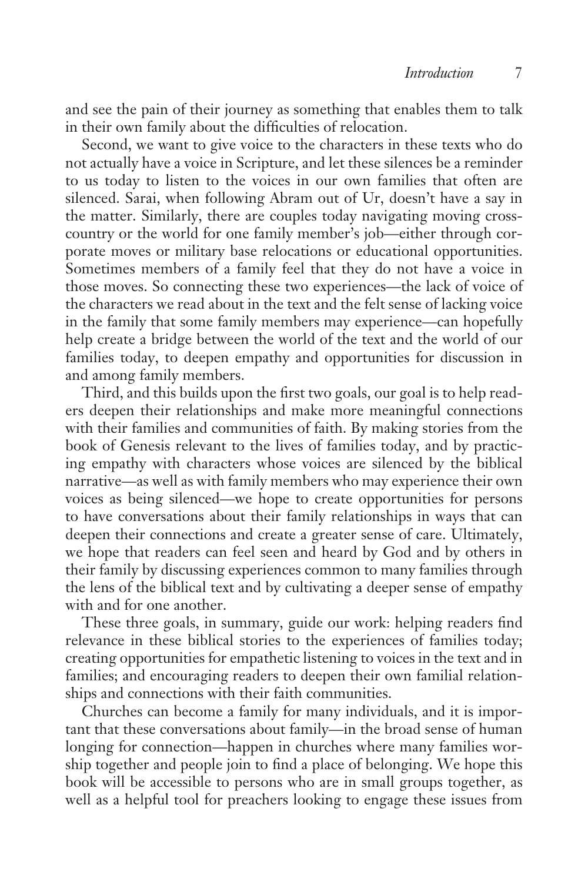and see the pain of their journey as something that enables them to talk in their own family about the difficulties of relocation.

Second, we want to give voice to the characters in these texts who do not actually have a voice in Scripture, and let these silences be a reminder to us today to listen to the voices in our own families that often are silenced. Sarai, when following Abram out of Ur, doesn't have a say in the matter. Similarly, there are couples today navigating moving cross-country or the world for one family member's job—either through corporate moves or military base relocations or educational opportunities. Sometimes members of a family feel that they do not have a voice in those moves. So connecting these two experiences—the lack of voice of the characters we read about in the text and the felt sense of lacking voice in the family that some family members may experience—can hopefully help create a bridge between the world of the text and the world of our families today, to deepen empathy and opportunities for discussion in and among family members.

Third, and this builds upon the first two goals, our goal is to help readers deepen their relationships and make more meaningful connections with their families and communities of faith. By making stories from the book of Genesis relevant to the lives of families today, and by practicing empathy with characters whose voices are silenced by the biblical narrative—as well as with family members who may experience their own voices as being silenced—we hope to create opportunities for persons to have conversations about their family relationships in ways that can deepen their connections and create a greater sense of care. Ultimately, we hope that readers can feel seen and heard by God and by others in their family by discussing experiences common to many families through the lens of the biblical text and by cultivating a deeper sense of empathy with and for one another.

These three goals, in summary, guide our work: helping readers find relevance in these biblical stories to the experiences of families today; creating opportunities for empathetic listening to voices in the text and in families; and encouraging readers to deepen their own familial relationships and connections with their faith communities.

Churches can become a family for many individuals, and it is important that these conversations about family—in the broad sense of human longing for connection—happen in churches where many families worship together and people join to find a place of belonging. We hope this book will be accessible to persons who are in small groups together, as well as a helpful tool for preachers looking to engage these issues from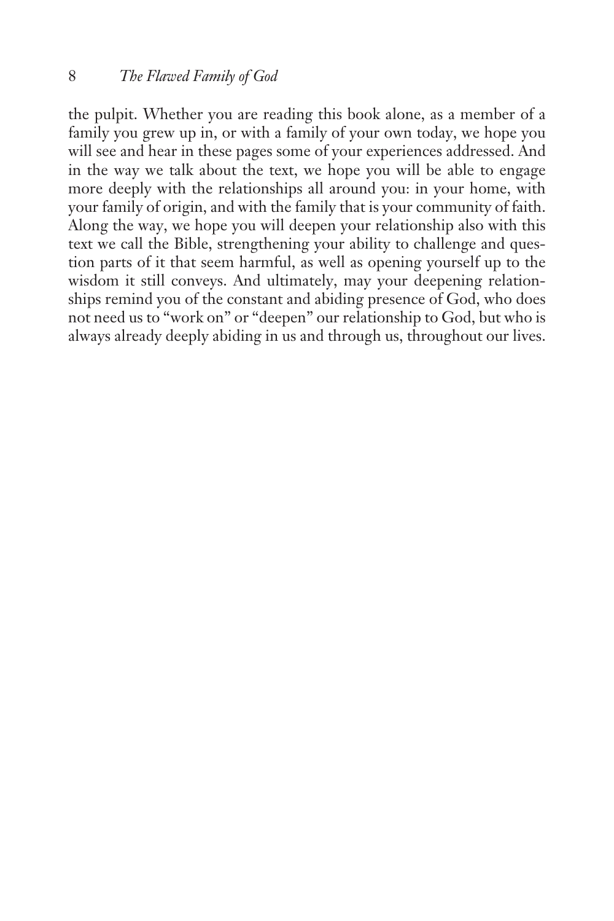the pulpit. Whether you are reading this book alone, as a member of a family you grew up in, or with a family of your own today, we hope you will see and hear in these pages some of your experiences addressed. And in the way we talk about the text, we hope you will be able to engage more deeply with the relationships all around you: in your home, with your family of origin, and with the family that is your community of faith. Along the way, we hope you will deepen your relationship also with this text we call the Bible, strengthening your ability to challenge and question parts of it that seem harmful, as well as opening yourself up to the wisdom it still conveys. And ultimately, may your deepening relationships remind you of the constant and abiding presence of God, who does not need us to "work on" or "deepen" our relationship to God, but who is always already deeply abiding in us and through us, throughout our lives.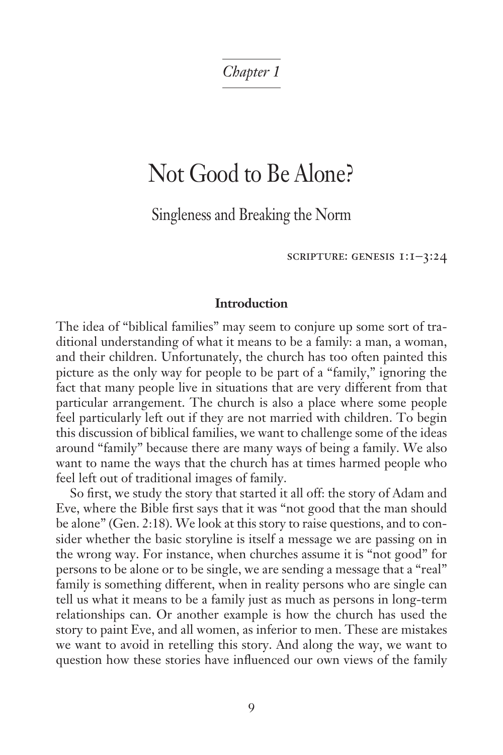*Chapter 1*

# Not Good to Be Alone?

## Singleness and Breaking the Norm

SCRIPTURE: GENESIS 1:1–3:24

### Introduction

The idea of "biblical families" may seem to conjure up some sort of traditional understanding of what it means to be a family: a man, a woman, and their children. Unfortunately, the church has too often painted this picture as the only way for people to be part of a "family," ignoring the fact that many people live in situations that are very different from that particular arrangement. The church is also a place where some people feel particularly left out if they are not married with children. To begin this discussion of biblical families, we want to challenge some of the ideas around "family" because there are many ways of being a family. We also want to name the ways that the church has at times harmed people who feel left out of traditional images of family.

So first, we study the story that started it all off: the story of Adam and Eve, where the Bible first says that it was "not good that the man should be alone" (Gen. 2:18). We look at this story to raise questions, and to consider whether the basic storyline is itself a message we are passing on in the wrong way. For instance, when churches assume it is "not good" for persons to be alone or to be single, we are sending a message that a "real" family is something different, when in reality persons who are single can tell us what it means to be a family just as much as persons in long-term relationships can. Or another example is how the church has used the story to paint Eve, and all women, as inferior to men. These are mistakes we want to avoid in retelling this story. And along the way, we want to question how these stories have influenced our own views of the family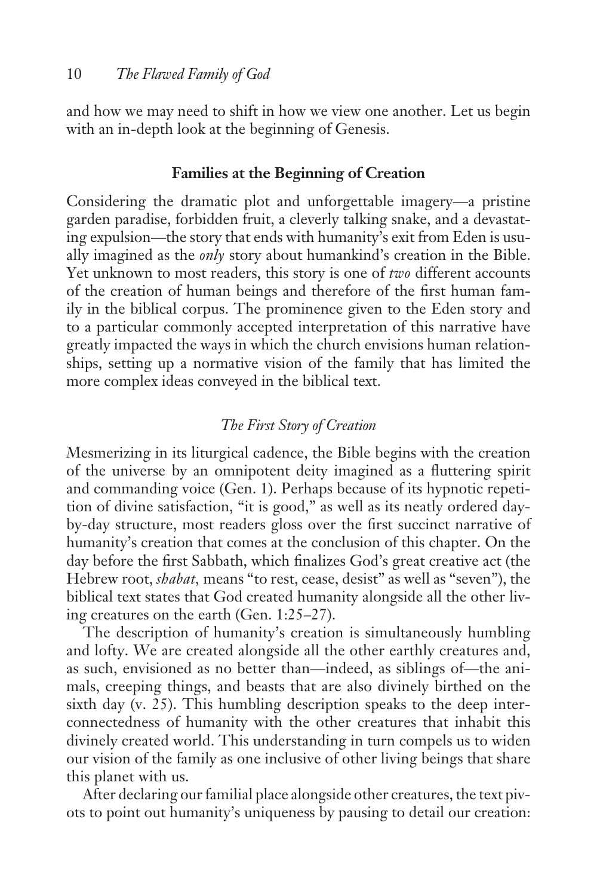and how we may need to shift in how we view one another. Let us begin with an in-depth look at the beginning of Genesis.

## Families at the Beginning of Creation

Considering the dramatic plot and unforgettable imagery—a pristine garden paradise, forbidden fruit, a cleverly talking snake, and a devastating expulsion—the story that ends with humanity's exit from Eden is usually imagined as the *only* story about humankind's creation in the Bible. Yet unknown to most readers, this story is one of *two* different accounts of the creation of human beings and therefore of the first human family in the biblical corpus. The prominence given to the Eden story and to a particular commonly accepted interpretation of this narrative have greatly impacted the ways in which the church envisions human relationships, setting up a normative vision of the family that has limited the more complex ideas conveyed in the biblical text.

### *The First Story of Creation*

Mesmerizing in its liturgical cadence, the Bible begins with the creation of the universe by an omnipotent deity imagined as a fluttering spirit and commanding voice (Gen. 1). Perhaps because of its hypnotic repetition of divine satisfaction, "it is good," as well as its neatly ordered day-by-day structure, most readers gloss over the first succinct narrative of humanity's creation that comes at the conclusion of this chapter. On the day before the first Sabbath, which finalizes God's great creative act (the Hebrew root, *shabat*, means "to rest, cease, desist" as well as "seven"), the biblical text states that God created humanity alongside all the other living creatures on the earth (Gen. 1:25–27).

The description of humanity's creation is simultaneously humbling and lofty. We are created alongside all the other earthly creatures and, as such, envisioned as no better than—indeed, as siblings of—the animals, creeping things, and beasts that are also divinely birthed on the sixth day (v. 25). This humbling description speaks to the deep interconnectedness of humanity with the other creatures that inhabit this divinely created world. This understanding in turn compels us to widen our vision of the family as one inclusive of other living beings that share this planet with us.

After declaring our familial place alongside other creatures, the text pivots to point out humanity's uniqueness by pausing to detail our creation: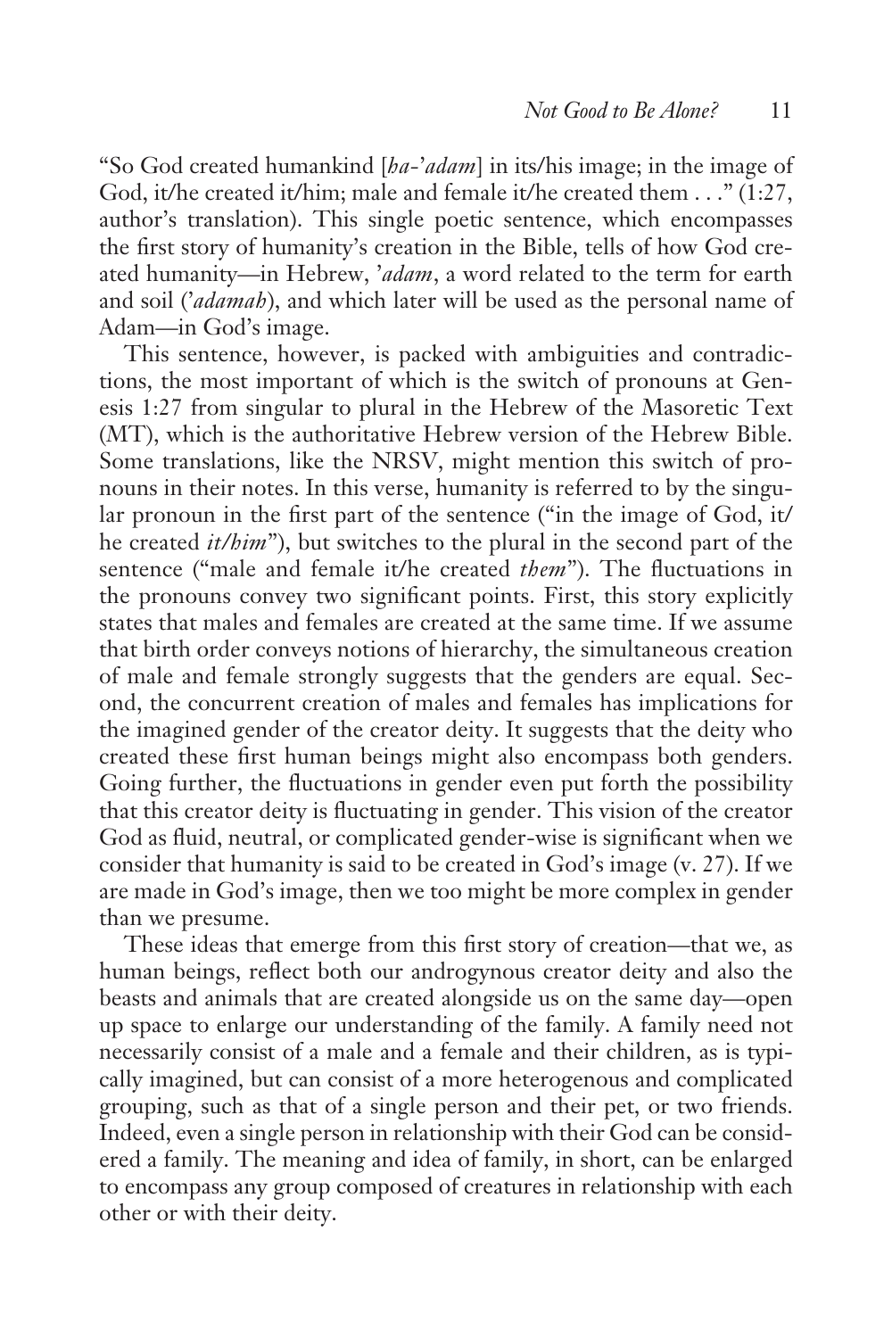"So God created humankind [*ha-'adam*] in its/his image; in the image of God, it/he created it/him; male and female it/he created them . . ." (1:27, author's translation). This single poetic sentence, which encompasses the first story of humanity's creation in the Bible, tells of how God created humanity—in Hebrew, *'adam*, a word related to the term for earth and soil (*'adamah*), and which later will be used as the personal name of Adam—in God's image.

This sentence, however, is packed with ambiguities and contradictions, the most important of which is the switch of pronouns at Genesis 1:27 from singular to plural in the Hebrew of the Masoretic Text (MT), which is the authoritative Hebrew version of the Hebrew Bible. Some translations, like the NRSV, might mention this switch of pronouns in their notes. In this verse, humanity is referred to by the singular pronoun in the first part of the sentence ("in the image of God, it/he created *it/him*"), but switches to the plural in the second part of the sentence ("male and female it/he created *them*"). The fluctuations in the pronouns convey two significant points. First, this story explicitly states that males and females are created at the same time. If we assume that birth order conveys notions of hierarchy, the simultaneous creation of male and female strongly suggests that the genders are equal. Second, the concurrent creation of males and females has implications for the imagined gender of the creator deity. It suggests that the deity who created these first human beings might also encompass both genders. Going further, the fluctuations in gender even put forth the possibility that this creator deity is fluctuating in gender. This vision of the creator God as fluid, neutral, or complicated gender-wise is significant when we consider that humanity is said to be created in God's image (v. 27). If we are made in God's image, then we too might be more complex in gender than we presume.

These ideas that emerge from this first story of creation—that we, as human beings, reflect both our androgynous creator deity and also the beasts and animals that are created alongside us on the same day—open up space to enlarge our understanding of the family. A family need not necessarily consist of a male and a female and their children, as is typically imagined, but can consist of a more heterogenous and complicated grouping, such as that of a single person and their pet, or two friends. Indeed, even a single person in relationship with their God can be considered a family. The meaning and idea of family, in short, can be enlarged to encompass any group composed of creatures in relationship with each other or with their deity.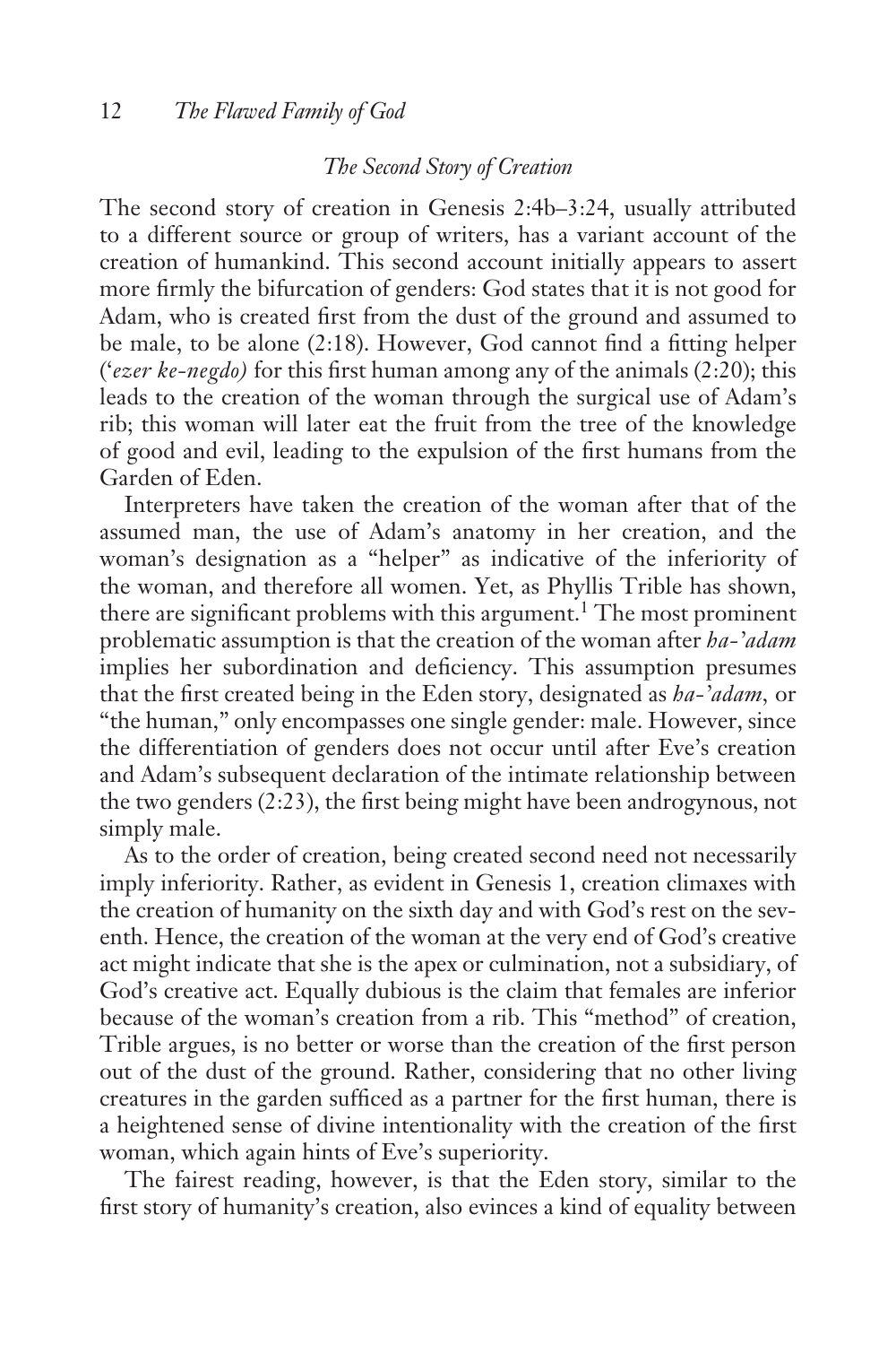### *The Second Story of Creation*

The second story of creation in Genesis 2:4b–3:24, usually attributed to a different source or group of writers, has a variant account of the creation of humankind. This second account initially appears to assert more firmly the bifurcation of genders: God states that it is not good for Adam, who is created first from the dust of the ground and assumed to be male, to be alone (2:18). However, God cannot find a fitting helper (*'ezer ke-negdo)* for this first human among any of the animals (2:20); this leads to the creation of the woman through the surgical use of Adam's rib; this woman will later eat the fruit from the tree of the knowledge of good and evil, leading to the expulsion of the first humans from the Garden of Eden.

Interpreters have taken the creation of the woman after that of the assumed man, the use of Adam's anatomy in her creation, and the woman's designation as a "helper" as indicative of the inferiority of the woman, and therefore all women. Yet, as Phyllis Trible has shown, there are significant problems with this argument.[1] The most prominent problematic assumption is that the creation of the woman after *ha-'adam* implies her subordination and deficiency. This assumption presumes that the first created being in the Eden story, designated as *ha-'adam*, or "the human," only encompasses one single gender: male. However, since the differentiation of genders does not occur until after Eve's creation and Adam's subsequent declaration of the intimate relationship between the two genders (2:23), the first being might have been androgynous, not simply male.

As to the order of creation, being created second need not necessarily imply inferiority. Rather, as evident in Genesis 1, creation climaxes with the creation of humanity on the sixth day and with God's rest on the seventh. Hence, the creation of the woman at the very end of God's creative act might indicate that she is the apex or culmination, not a subsidiary, of God's creative act. Equally dubious is the claim that females are inferior because of the woman's creation from a rib. This "method" of creation, Trible argues, is no better or worse than the creation of the first person out of the dust of the ground. Rather, considering that no other living creatures in the garden sufficed as a partner for the first human, there is a heightened sense of divine intentionality with the creation of the first woman, which again hints of Eve's superiority.

The fairest reading, however, is that the Eden story, similar to the first story of humanity's creation, also evinces a kind of equality between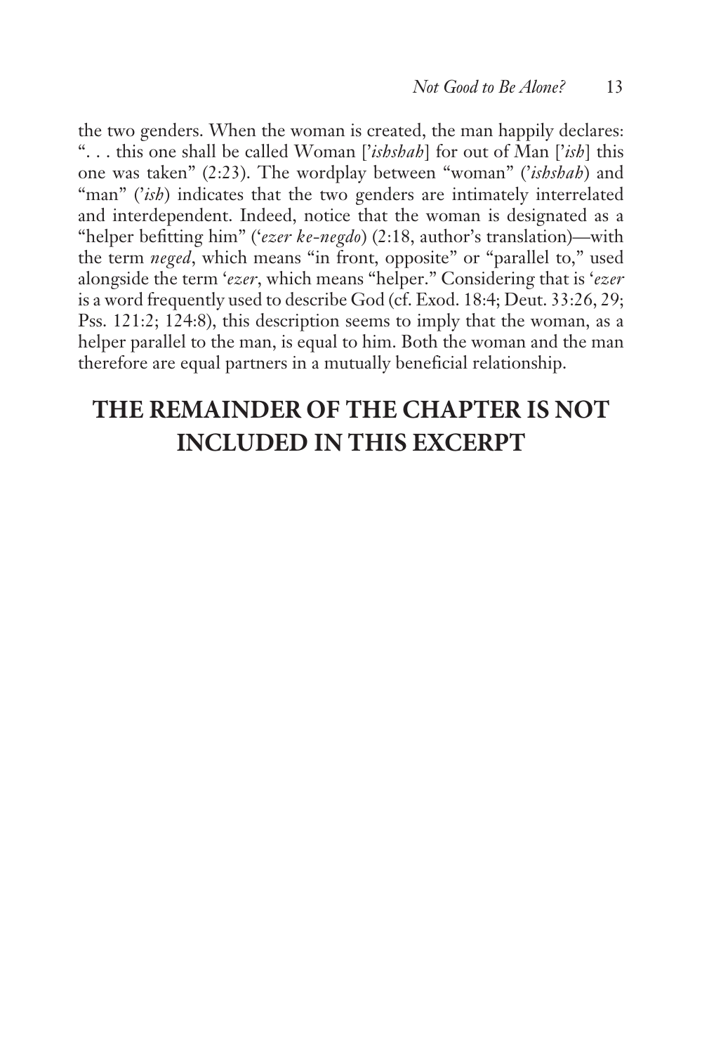the two genders. When the woman is created, the man happily declares: ". . . this one shall be called Woman [*'ishshah*] for out of Man [*'ish*] this one was taken" (2:23). The wordplay between "woman" (*'ishshah*) and "man" (*'ish*) indicates that the two genders are intimately interrelated and interdependent. Indeed, notice that the woman is designated as a "helper befitting him" (*'ezer ke-negdo*) (2:18, author's translation)—with the term *neged*, which means "in front, opposite" or "parallel to," used alongside the term *'ezer*, which means "helper." Considering that is *'ezer* is a word frequently used to describe God (cf. Exod. 18:4; Deut. 33:26, 29; Pss. 121:2; 124:8), this description seems to imply that the woman, as a helper parallel to the man, is equal to him. Both the woman and the man therefore are equal partners in a mutually beneficial relationship.

## THE REMAINDER OF THE CHAPTER IS NOT INCLUDED IN THIS EXCERPT